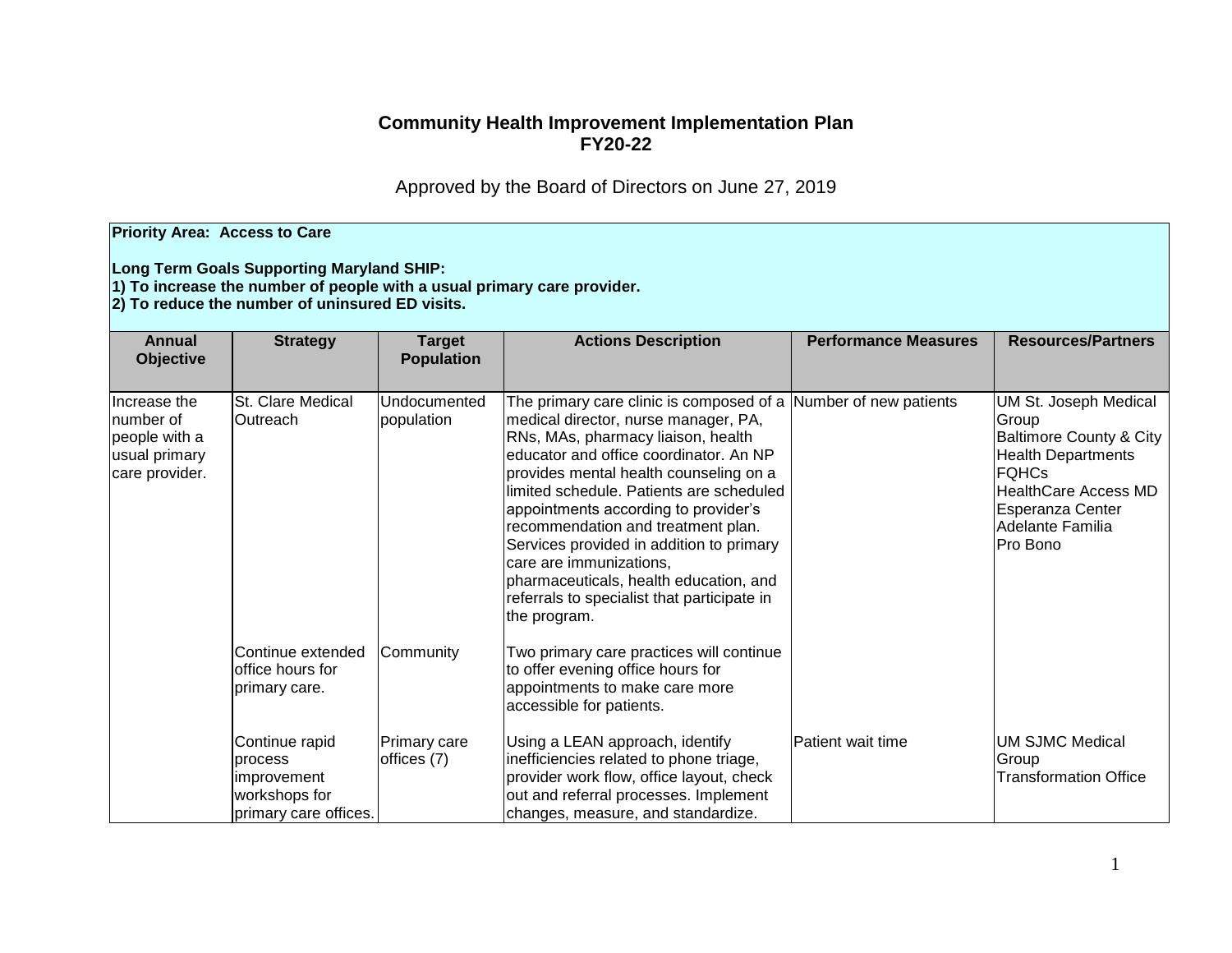# Community Health Improvement Implementation Plan
# FY20-22

Approved by the Board of Directors on June 27, 2019

**Priority Area: Access to Care**

**Long Term Goals Supporting Maryland SHIP:**
**1) To increase the number of people with a usual primary care provider.**
**2) To reduce the number of uninsured ED visits.**

| Annual Objective | Strategy | Target Population | Actions Description | Performance Measures | Resources/Partners |
|---|---|---|---|---|---|
| Increase the number of people with a usual primary care provider. | St. Clare Medical Outreach | Undocumented population | The primary care clinic is composed of a medical director, nurse manager, PA, RNs, MAs, pharmacy liaison, health educator and office coordinator. An NP provides mental health counseling on a limited schedule. Patients are scheduled appointments according to provider's recommendation and treatment plan. Services provided in addition to primary care are immunizations, pharmaceuticals, health education, and referrals to specialist that participate in the program. | Number of new patients | UM St. Joseph Medical Group<br>Baltimore County & City Health Departments<br>FQHCs<br>HealthCare Access MD<br>Esperanza Center<br>Adelante Familia<br>Pro Bono |
| | Continue extended office hours for primary care. | Community | Two primary care practices will continue to offer evening office hours for appointments to make care more accessible for patients. | | |
| | Continue rapid process improvement workshops for primary care offices. | Primary care offices (7) | Using a LEAN approach, identify inefficiencies related to phone triage, provider work flow, office layout, check out and referral processes. Implement changes, measure, and standardize. | Patient wait time | UM SJMC Medical Group<br>Transformation Office |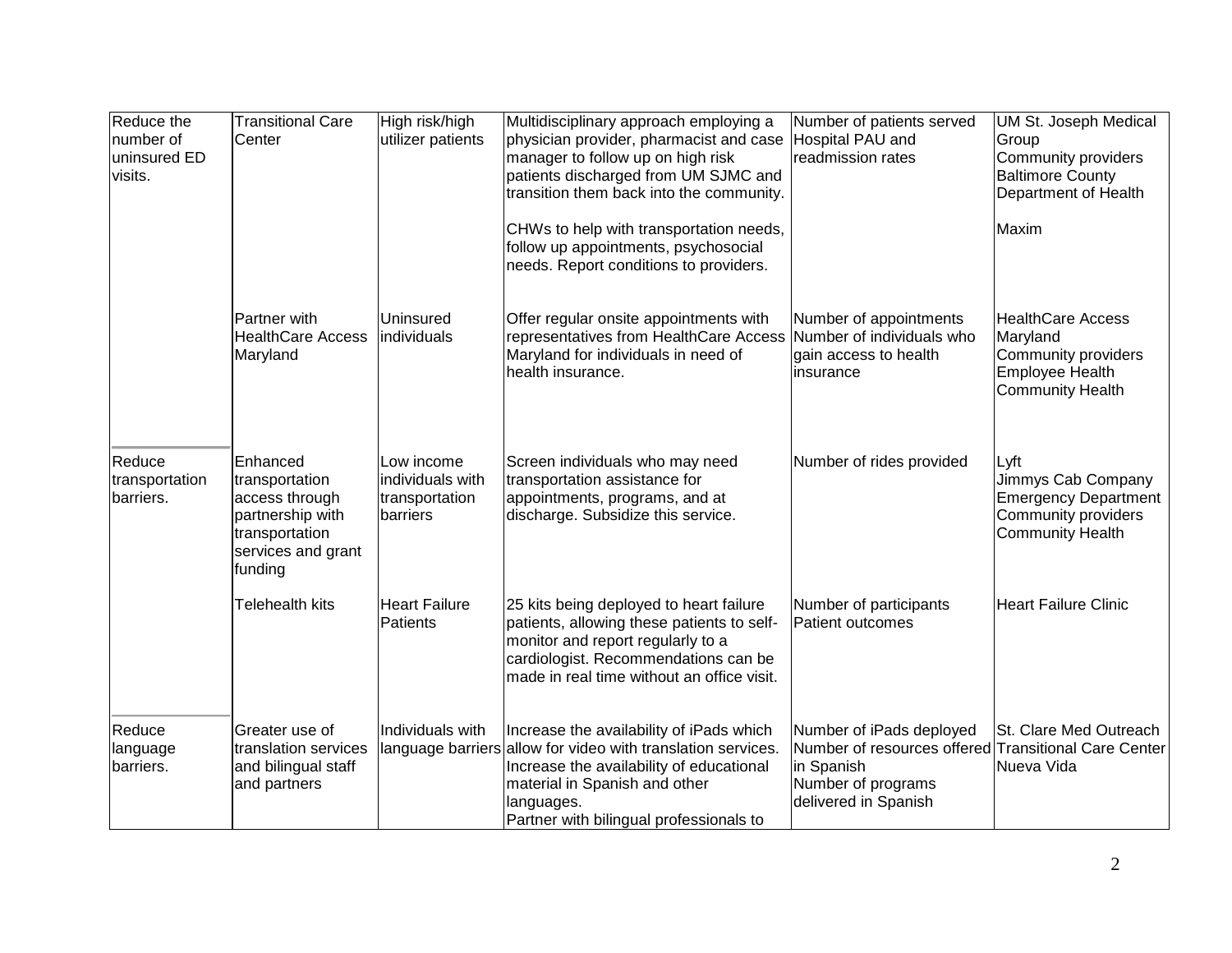| Reduce the number of uninsured ED visits. | Transitional Care Center | High risk/high utilizer patients | Multidisciplinary approach employing a physician provider, pharmacist and case manager to follow up on high risk patients discharged from UM SJMC and transition them back into the community.<br><br>CHWs to help with transportation needs, follow up appointments, psychosocial needs. Report conditions to providers. | Number of patients served<br>Hospital PAU and readmission rates | UM St. Joseph Medical Group<br>Community providers<br>Baltimore County Department of Health<br><br>Maxim |
|---|---|---|---|---|---|
| | Partner with HealthCare Access Maryland | Uninsured individuals | Offer regular onsite appointments with representatives from HealthCare Access Maryland for individuals in need of health insurance. | Number of appointments<br>Number of individuals who gain access to health insurance | HealthCare Access Maryland<br>Community providers<br>Employee Health<br>Community Health |
| Reduce transportation barriers. | Enhanced transportation access through partnership with transportation services and grant funding | Low income individuals with transportation barriers | Screen individuals who may need transportation assistance for appointments, programs, and at discharge. Subsidize this service. | Number of rides provided | Lyft<br>Jimmys Cab Company<br>Emergency Department<br>Community providers<br>Community Health |
| | Telehealth kits | Heart Failure Patients | 25 kits being deployed to heart failure patients, allowing these patients to self-monitor and report regularly to a cardiologist. Recommendations can be made in real time without an office visit. | Number of participants<br>Patient outcomes | Heart Failure Clinic |
| Reduce language barriers. | Greater use of translation services and bilingual staff and partners | Individuals with language barriers | Increase the availability of iPads which allow for video with translation services.<br>Increase the availability of educational material in Spanish and other languages.<br>Partner with bilingual professionals to | Number of iPads deployed<br>Number of resources offered in Spanish<br>Number of programs delivered in Spanish | St. Clare Med Outreach<br>Transitional Care Center<br>Nueva Vida |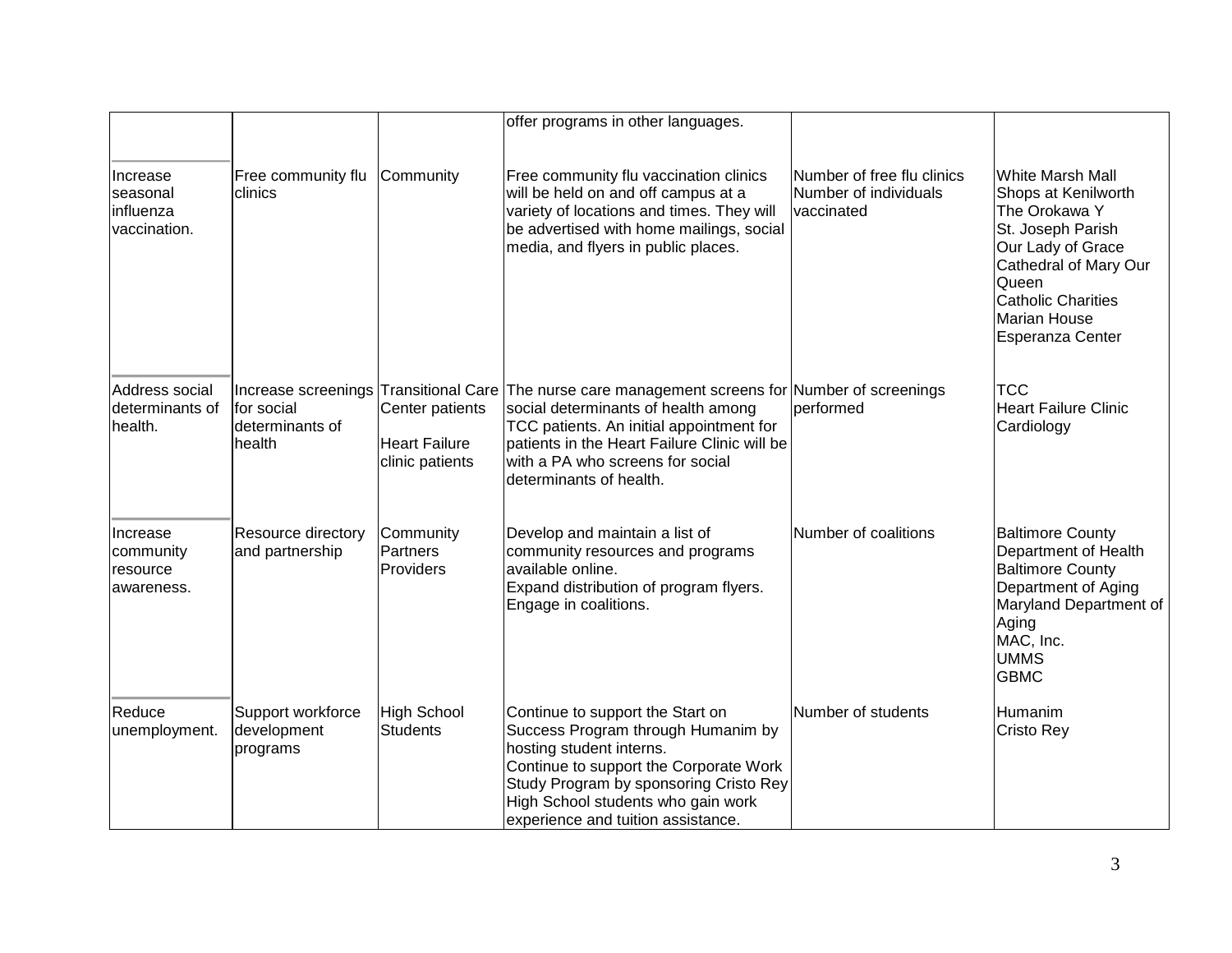| | | | | | |
|---|---|---|---|---|---|
| | | | offer programs in other languages. | | |
| Increase seasonal influenza vaccination. | Free community flu clinics | Community | Free community flu vaccination clinics will be held on and off campus at a variety of locations and times. They will be advertised with home mailings, social media, and flyers in public places. | Number of free flu clinics<br>Number of individuals vaccinated | White Marsh Mall<br>Shops at Kenilworth<br>The Orokawa Y<br>St. Joseph Parish<br>Our Lady of Grace<br>Cathedral of Mary Our Queen<br>Catholic Charities<br>Marian House<br>Esperanza Center |
| Address social determinants of health. | Increase screenings for social determinants of health | Transitional Care Center patients<br><br>Heart Failure clinic patients | The nurse care management screens for social determinants of health among TCC patients. An initial appointment for patients in the Heart Failure Clinic will be with a PA who screens for social determinants of health. | Number of screenings performed | TCC<br>Heart Failure Clinic<br>Cardiology |
| Increase community resource awareness. | Resource directory and partnership | Community Partners Providers | Develop and maintain a list of community resources and programs available online.<br>Expand distribution of program flyers.<br>Engage in coalitions. | Number of coalitions | Baltimore County Department of Health<br>Baltimore County Department of Aging<br>Maryland Department of Aging<br>MAC, Inc.<br>UMMS<br>GBMC |
| Reduce unemployment. | Support workforce development programs | High School Students | Continue to support the Start on Success Program through Humanim by hosting student interns.<br>Continue to support the Corporate Work Study Program by sponsoring Cristo Rey High School students who gain work experience and tuition assistance. | Number of students | Humanim<br>Cristo Rey |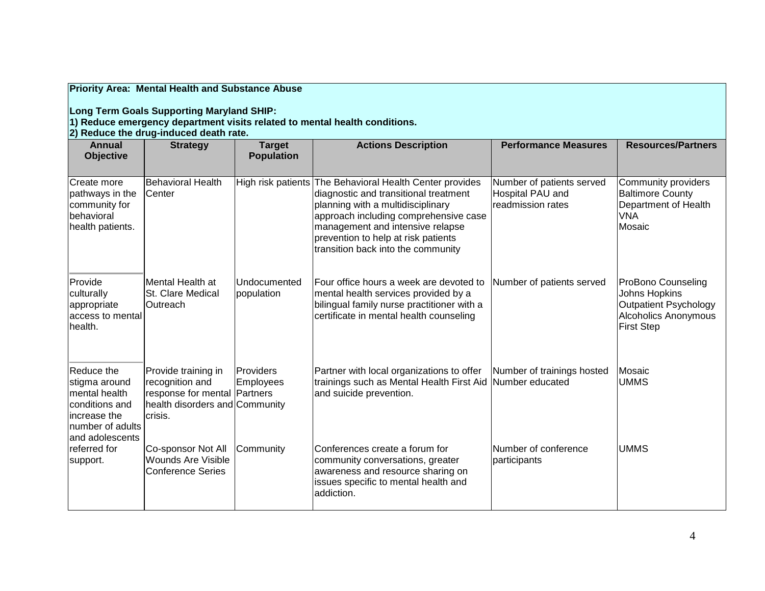**Priority Area: Mental Health and Substance Abuse**

**Long Term Goals Supporting Maryland SHIP:**
**1) Reduce emergency department visits related to mental health conditions.**
**2) Reduce the drug-induced death rate.**

| Annual Objective | Strategy | Target Population | Actions Description | Performance Measures | Resources/Partners |
|---|---|---|---|---|---|
| Create more pathways in the community for behavioral health patients. | Behavioral Health Center | High risk patients | The Behavioral Health Center provides diagnostic and transitional treatment planning with a multidisciplinary approach including comprehensive case management and intensive relapse prevention to help at risk patients transition back into the community | Number of patients served<br>Hospital PAU and readmission rates | Community providers<br>Baltimore County Department of Health<br>VNA<br>Mosaic |
| Provide culturally appropriate access to mental health. | Mental Health at St. Clare Medical Outreach | Undocumented population | Four office hours a week are devoted to mental health services provided by a bilingual family nurse practitioner with a certificate in mental health counseling | Number of patients served | ProBono Counseling<br>Johns Hopkins Outpatient Psychology<br>Alcoholics Anonymous<br>First Step |
| Reduce the stigma around mental health conditions and increase the number of adults and adolescents referred for support. | Provide training in recognition and response for mental health disorders and crisis. | Providers<br>Employees<br>Partners<br>Community | Partner with local organizations to offer trainings such as Mental Health First Aid and suicide prevention. | Number of trainings hosted<br>Number educated | Mosaic<br>UMMS |
| | Co-sponsor Not All Wounds Are Visible Conference Series | Community | Conferences create a forum for community conversations, greater awareness and resource sharing on issues specific to mental health and addiction. | Number of conference participants | UMMS |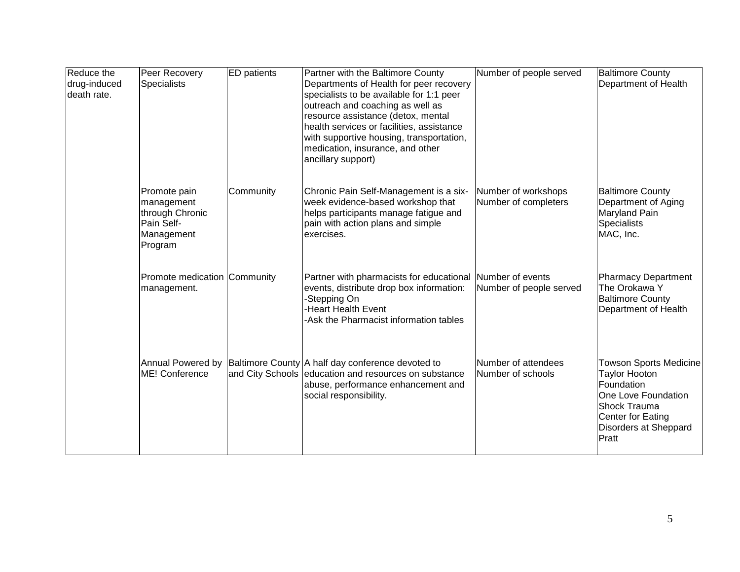| | | | | | |
|---|---|---|---|---|---|
| Reduce the drug-induced death rate. | Peer Recovery Specialists | ED patients | Partner with the Baltimore County Departments of Health for peer recovery specialists to be available for 1:1 peer outreach and coaching as well as resource assistance (detox, mental health services or facilities, assistance with supportive housing, transportation, medication, insurance, and other ancillary support) | Number of people served | Baltimore County Department of Health |
| | Promote pain management through Chronic Pain Self-Management Program | Community | Chronic Pain Self-Management is a six-week evidence-based workshop that helps participants manage fatigue and pain with action plans and simple exercises. | Number of workshops<br>Number of completers | Baltimore County Department of Aging<br>Maryland Pain Specialists<br>MAC, Inc. |
| | Promote medication management. | Community | Partner with pharmacists for educational events, distribute drop box information:<br>-Stepping On<br>-Heart Health Event<br>-Ask the Pharmacist information tables | Number of events<br>Number of people served | Pharmacy Department<br>The Orokawa Y<br>Baltimore County Department of Health |
| | Annual Powered by ME! Conference | Baltimore County and City Schools | A half day conference devoted to education and resources on substance abuse, performance enhancement and social responsibility. | Number of attendees<br>Number of schools | Towson Sports Medicine<br>Taylor Hooton Foundation<br>One Love Foundation<br>Shock Trauma<br>Center for Eating Disorders at Sheppard Pratt |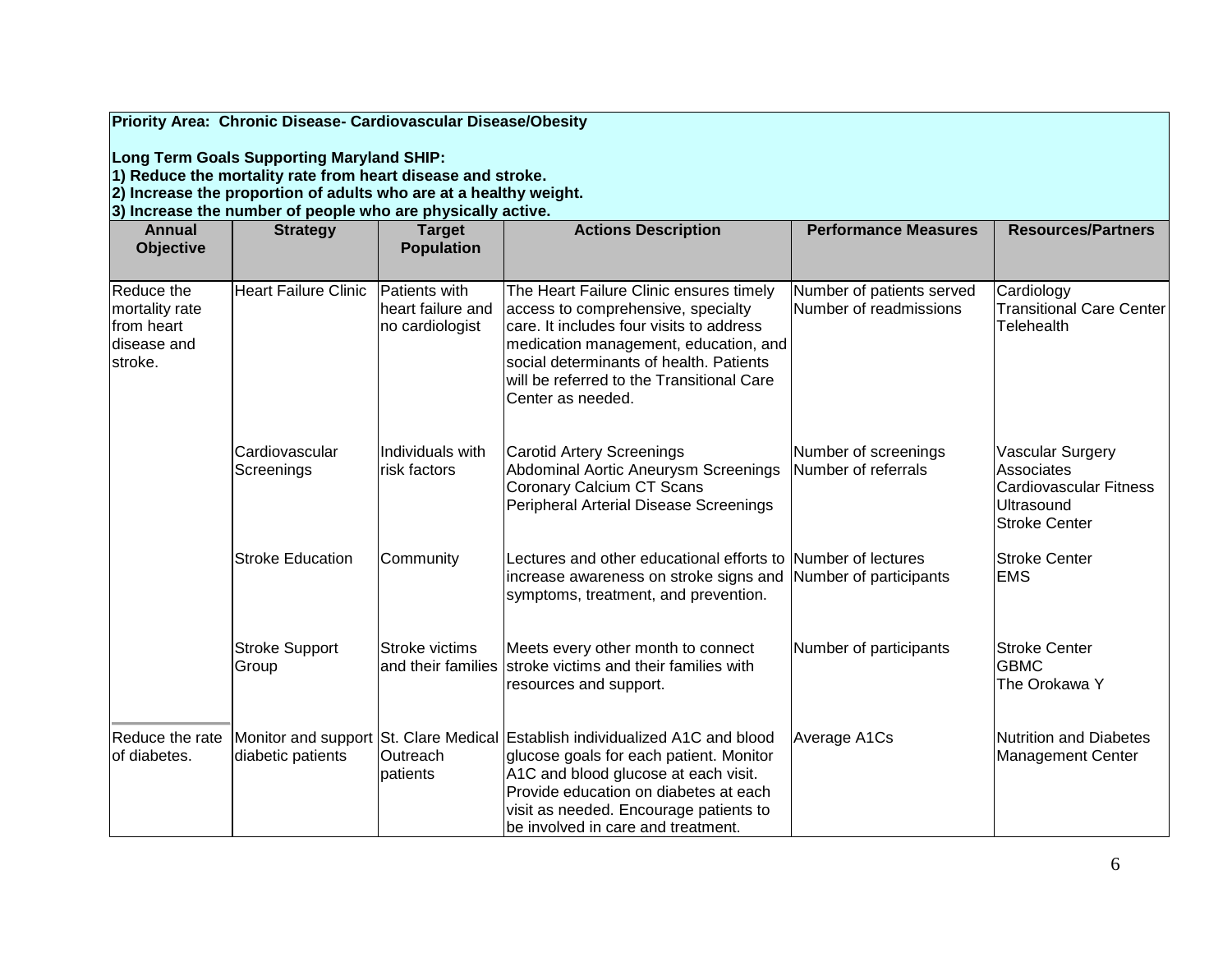**Priority Area: Chronic Disease- Cardiovascular Disease/Obesity**

**Long Term Goals Supporting Maryland SHIP:**
**1) Reduce the mortality rate from heart disease and stroke.**
**2) Increase the proportion of adults who are at a healthy weight.**
**3) Increase the number of people who are physically active.**

| Annual Objective | Strategy | Target Population | Actions Description | Performance Measures | Resources/Partners |
|---|---|---|---|---|---|
| Reduce the mortality rate from heart disease and stroke. | Heart Failure Clinic | Patients with heart failure and no cardiologist | The Heart Failure Clinic ensures timely access to comprehensive, specialty care. It includes four visits to address medication management, education, and social determinants of health. Patients will be referred to the Transitional Care Center as needed. | Number of patients served<br>Number of readmissions | Cardiology<br>Transitional Care Center<br>Telehealth |
| | Cardiovascular Screenings | Individuals with risk factors | Carotid Artery Screenings<br>Abdominal Aortic Aneurysm Screenings<br>Coronary Calcium CT Scans<br>Peripheral Arterial Disease Screenings | Number of screenings<br>Number of referrals | Vascular Surgery Associates<br>Cardiovascular Fitness<br>Ultrasound<br>Stroke Center |
| | Stroke Education | Community | Lectures and other educational efforts to increase awareness on stroke signs and symptoms, treatment, and prevention. | Number of lectures<br>Number of participants | Stroke Center<br>EMS |
| | Stroke Support Group | Stroke victims and their families | Meets every other month to connect stroke victims and their families with resources and support. | Number of participants | Stroke Center<br>GBMC<br>The Orokawa Y |
| Reduce the rate of diabetes. | Monitor and support diabetic patients | St. Clare Medical Outreach patients | Establish individualized A1C and blood glucose goals for each patient. Monitor A1C and blood glucose at each visit. Provide education on diabetes at each visit as needed. Encourage patients to be involved in care and treatment. | Average A1Cs | Nutrition and Diabetes Management Center |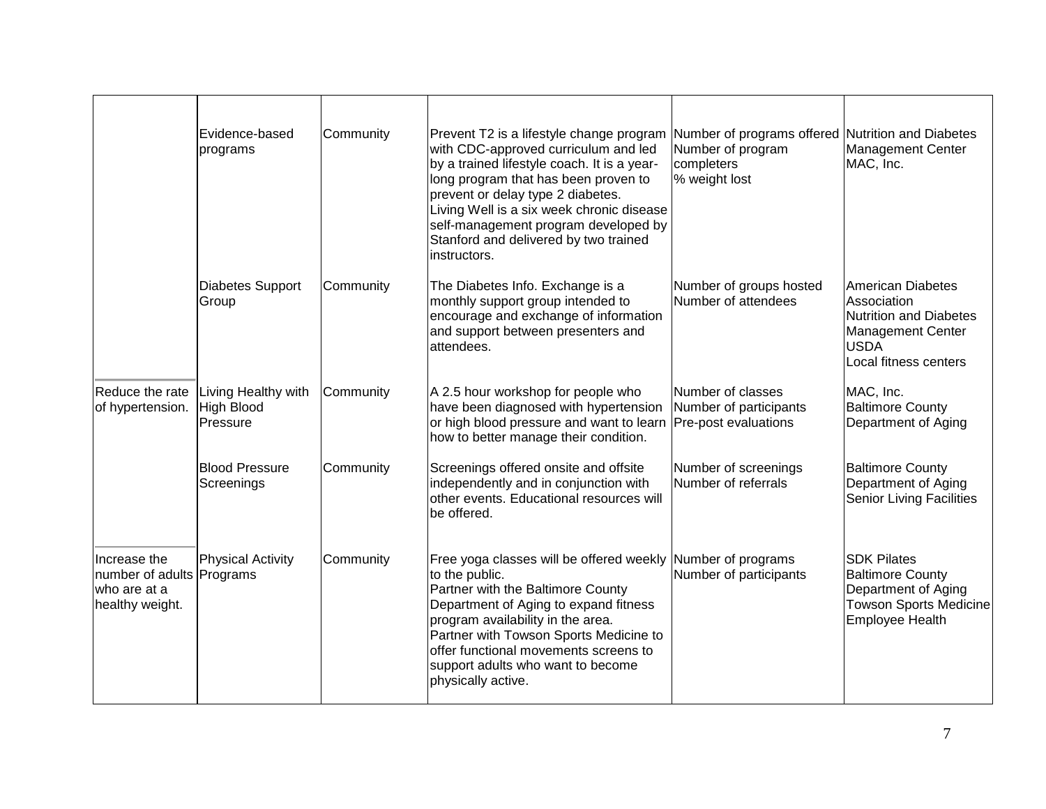|  |  |  |  |  |  |
|---|---|---|---|---|---|
|  | Evidence-based programs | Community | Prevent T2 is a lifestyle change program with CDC-approved curriculum and led by a trained lifestyle coach. It is a year-long program that has been proven to prevent or delay type 2 diabetes.<br>Living Well is a six week chronic disease self-management program developed by Stanford and delivered by two trained instructors. | Number of programs offered<br>Number of program completers<br>% weight lost | Nutrition and Diabetes Management Center<br>MAC, Inc. |
|  | Diabetes Support Group | Community | The Diabetes Info. Exchange is a monthly support group intended to encourage and exchange of information and support between presenters and attendees. | Number of groups hosted<br>Number of attendees | American Diabetes Association<br>Nutrition and Diabetes Management Center<br>USDA<br>Local fitness centers |
| Reduce the rate of hypertension. | Living Healthy with High Blood Pressure | Community | A 2.5 hour workshop for people who have been diagnosed with hypertension or high blood pressure and want to learn how to better manage their condition. | Number of classes<br>Number of participants<br>Pre-post evaluations | MAC, Inc.<br>Baltimore County Department of Aging |
|  | Blood Pressure Screenings | Community | Screenings offered onsite and offsite independently and in conjunction with other events. Educational resources will be offered. | Number of screenings<br>Number of referrals | Baltimore County Department of Aging<br>Senior Living Facilities |
| Increase the number of adults who are at a healthy weight. | Physical Activity Programs | Community | Free yoga classes will be offered weekly to the public.<br>Partner with the Baltimore County Department of Aging to expand fitness program availability in the area.<br>Partner with Towson Sports Medicine to offer functional movements screens to support adults who want to become physically active. | Number of programs<br>Number of participants | SDK Pilates<br>Baltimore County Department of Aging<br>Towson Sports Medicine<br>Employee Health |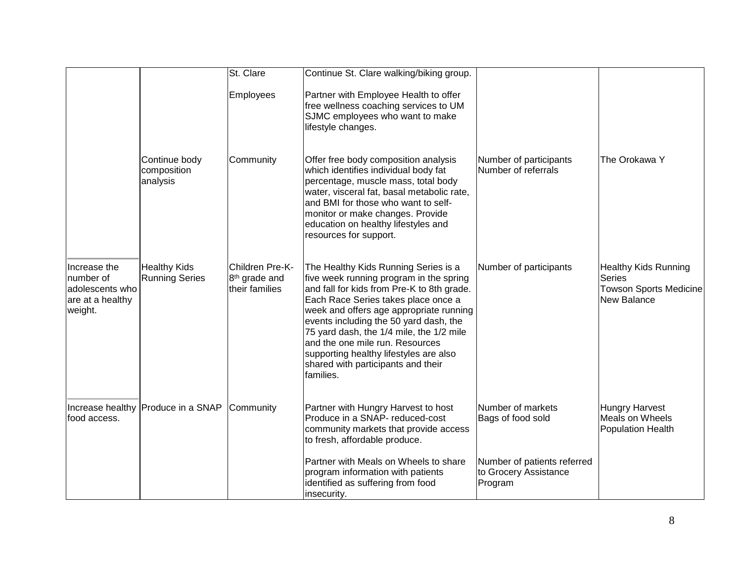| | | | | | |
|---|---|---|---|---|---|
| | | St. Clare<br><br>Employees | Continue St. Clare walking/biking group.<br><br>Partner with Employee Health to offer free wellness coaching services to UM SJMC employees who want to make lifestyle changes. | | |
| | Continue body composition analysis | Community | Offer free body composition analysis which identifies individual body fat percentage, muscle mass, total body water, visceral fat, basal metabolic rate, and BMI for those who want to self-monitor or make changes. Provide education on healthy lifestyles and resources for support. | Number of participants<br>Number of referrals | The Orokawa Y |
| Increase the number of adolescents who are at a healthy weight. | Healthy Kids Running Series | Children Pre-K-8th grade and their families | The Healthy Kids Running Series is a five week running program in the spring and fall for kids from Pre-K to 8th grade. Each Race Series takes place once a week and offers age appropriate running events including the 50 yard dash, the 75 yard dash, the 1/4 mile, the 1/2 mile and the one mile run. Resources supporting healthy lifestyles are also shared with participants and their families. | Number of participants | Healthy Kids Running Series<br>Towson Sports Medicine<br>New Balance |
| Increase healthy food access. | Produce in a SNAP | Community | Partner with Hungry Harvest to host Produce in a SNAP- reduced-cost community markets that provide access to fresh, affordable produce.<br><br>Partner with Meals on Wheels to share program information with patients identified as suffering from food insecurity. | Number of markets<br>Bags of food sold<br><br>Number of patients referred to Grocery Assistance Program | Hungry Harvest<br>Meals on Wheels<br>Population Health |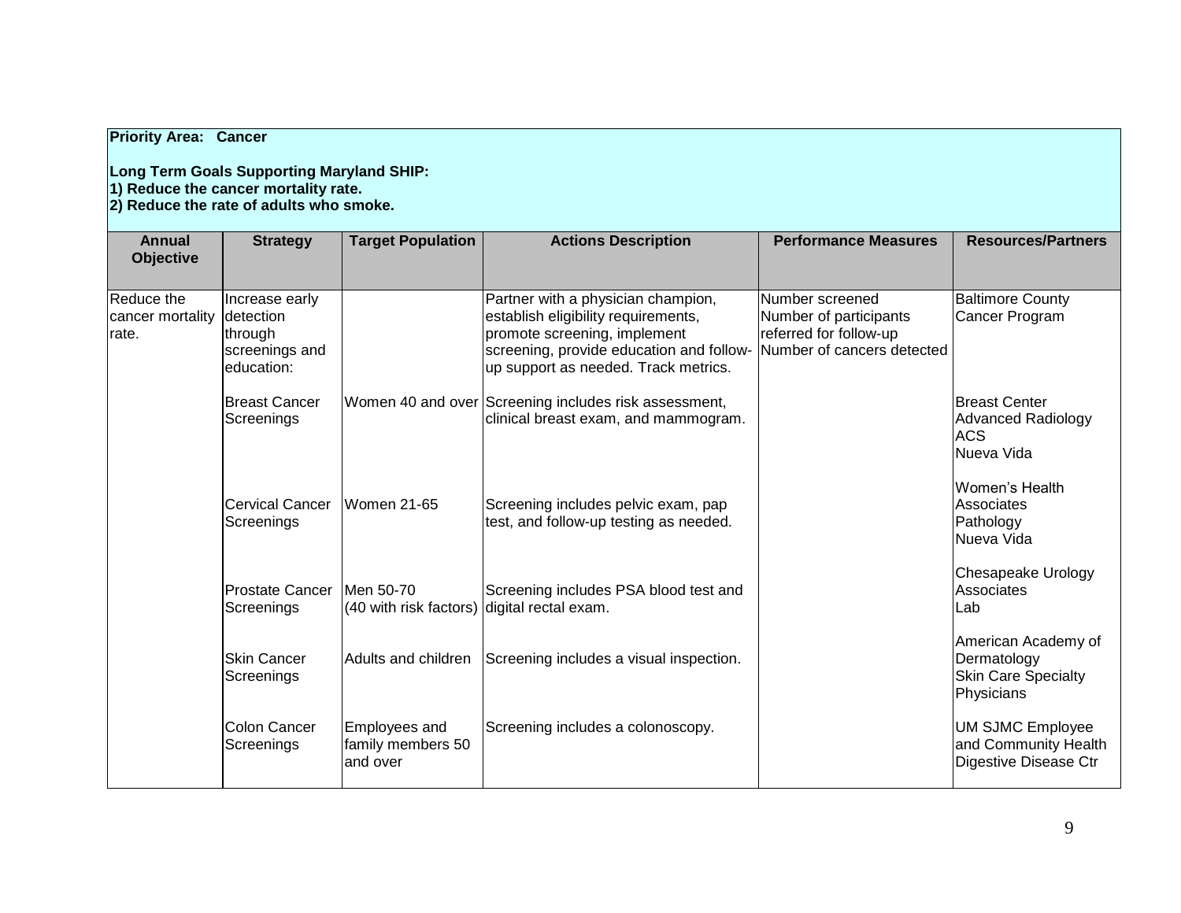**Priority Area: Cancer**

**Long Term Goals Supporting Maryland SHIP:**
**1) Reduce the cancer mortality rate.**
**2) Reduce the rate of adults who smoke.**

| Annual Objective | Strategy | Target Population | Actions Description | Performance Measures | Resources/Partners |
|---|---|---|---|---|---|
| Reduce the cancer mortality rate. | Increase early detection through screenings and education: | | Partner with a physician champion, establish eligibility requirements, promote screening, implement screening, provide education and follow-up support as needed. Track metrics. | Number screened<br>Number of participants referred for follow-up<br>Number of cancers detected | Baltimore County Cancer Program |
| | Breast Cancer Screenings | Women 40 and over | Screening includes risk assessment, clinical breast exam, and mammogram. | | Breast Center<br>Advanced Radiology<br>ACS<br>Nueva Vida |
| | Cervical Cancer Screenings | Women 21-65 | Screening includes pelvic exam, pap test, and follow-up testing as needed. | | Women's Health Associates<br>Pathology<br>Nueva Vida |
| | Prostate Cancer Screenings | Men 50-70 (40 with risk factors) | Screening includes PSA blood test and digital rectal exam. | | Chesapeake Urology Associates<br>Lab |
| | Skin Cancer Screenings | Adults and children | Screening includes a visual inspection. | | American Academy of Dermatology<br>Skin Care Specialty Physicians |
| | Colon Cancer Screenings | Employees and family members 50 and over | Screening includes a colonoscopy. | | UM SJMC Employee and Community Health<br>Digestive Disease Ctr |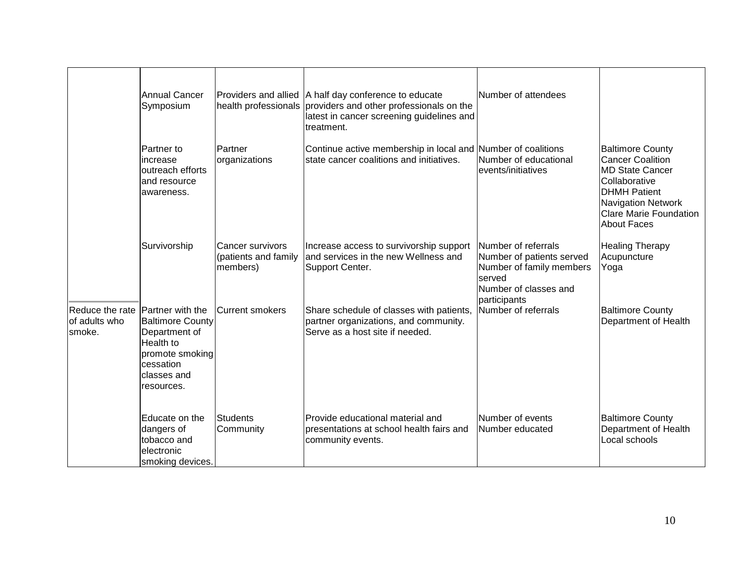| | | | | | |
|---|---|---|---|---|---|
| | Annual Cancer Symposium | Providers and allied health professionals | A half day conference to educate providers and other professionals on the latest in cancer screening guidelines and treatment. | Number of attendees | |
| | Partner to increase outreach efforts and resource awareness. | Partner organizations | Continue active membership in local and state cancer coalitions and initiatives. | Number of coalitions<br>Number of educational events/initiatives | Baltimore County Cancer Coalition<br>MD State Cancer Collaborative<br>DHMH Patient Navigation Network<br>Clare Marie Foundation<br>About Faces |
| | Survivorship | Cancer survivors (patients and family members) | Increase access to survivorship support and services in the new Wellness and Support Center. | Number of referrals<br>Number of patients served<br>Number of family members served<br>Number of classes and participants | Healing Therapy<br>Acupuncture<br>Yoga |
| Reduce the rate of adults who smoke. | Partner with the Baltimore County Department of Health to promote smoking cessation classes and resources. | Current smokers | Share schedule of classes with patients, partner organizations, and community. Serve as a host site if needed. | Number of referrals | Baltimore County Department of Health |
| | Educate on the dangers of tobacco and electronic smoking devices. | Students<br>Community | Provide educational material and presentations at school health fairs and community events. | Number of events<br>Number educated | Baltimore County Department of Health<br>Local schools |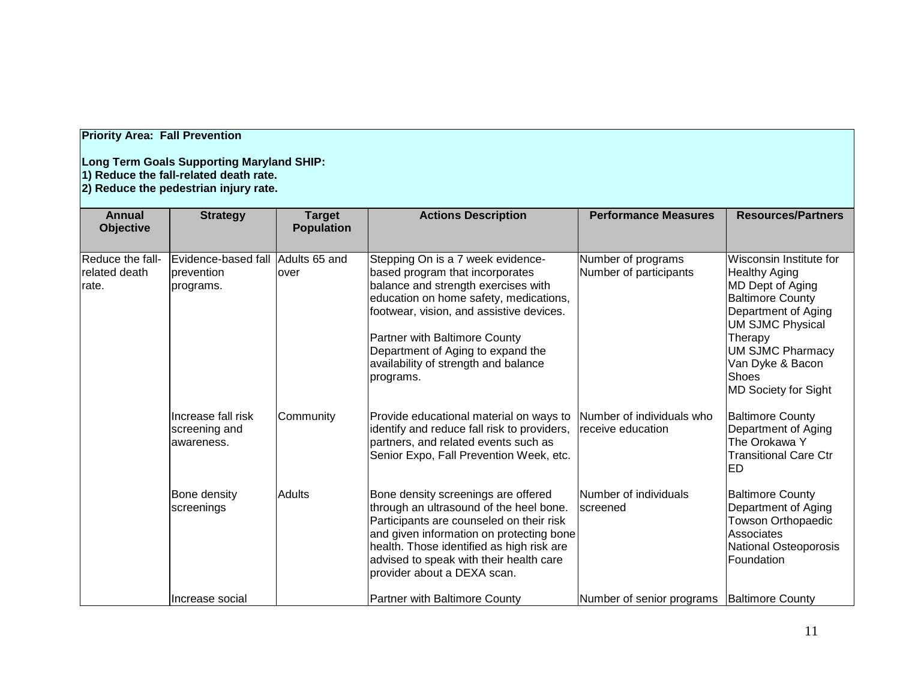**Priority Area: Fall Prevention**

**Long Term Goals Supporting Maryland SHIP:**
**1) Reduce the fall-related death rate.**
**2) Reduce the pedestrian injury rate.**

| Annual Objective | Strategy | Target Population | Actions Description | Performance Measures | Resources/Partners |
|---|---|---|---|---|---|
| Reduce the fall-related death rate. | Evidence-based fall prevention programs. | Adults 65 and over | Stepping On is a 7 week evidence-based program that incorporates balance and strength exercises with education on home safety, medications, footwear, vision, and assistive devices.<br><br>Partner with Baltimore County Department of Aging to expand the availability of strength and balance programs. | Number of programs<br>Number of participants | Wisconsin Institute for Healthy Aging<br>MD Dept of Aging<br>Baltimore County Department of Aging<br>UM SJMC Physical Therapy<br>UM SJMC Pharmacy<br>Van Dyke & Bacon Shoes<br>MD Society for Sight |
| | Increase fall risk screening and awareness. | Community | Provide educational material on ways to identify and reduce fall risk to providers, partners, and related events such as Senior Expo, Fall Prevention Week, etc. | Number of individuals who receive education | Baltimore County Department of Aging<br>The Orokawa Y<br>Transitional Care Ctr<br>ED |
| | Bone density screenings | Adults | Bone density screenings are offered through an ultrasound of the heel bone. Participants are counseled on their risk and given information on protecting bone health. Those identified as high risk are advised to speak with their health care provider about a DEXA scan. | Number of individuals screened | Baltimore County Department of Aging<br>Towson Orthopaedic Associates<br>National Osteoporosis Foundation |
| | Increase social | | Partner with Baltimore County | Number of senior programs | Baltimore County |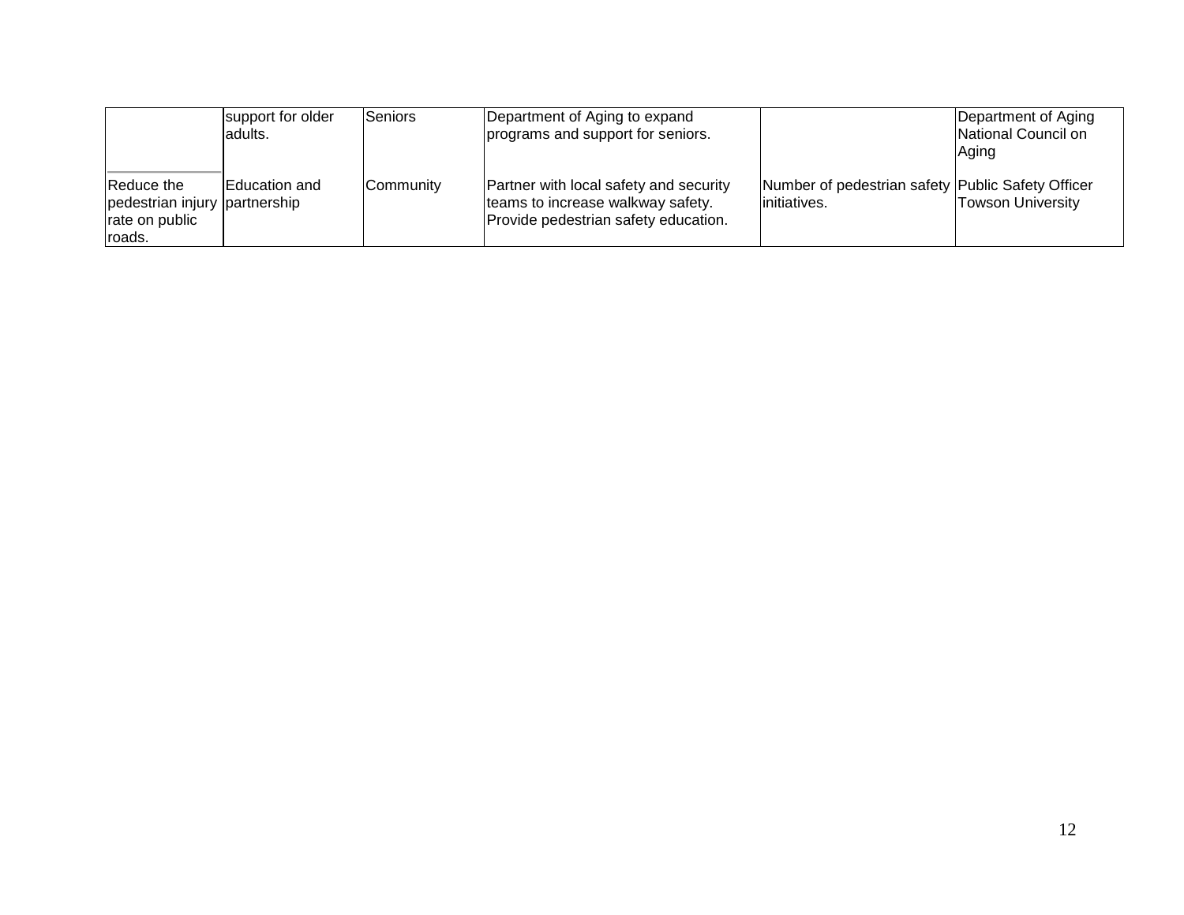| | | | | | |
|---|---|---|---|---|---|
| | support for older adults. | Seniors | Department of Aging to expand programs and support for seniors. | | Department of Aging National Council on Aging |
| Reduce the pedestrian injury rate on public roads. | Education and partnership | Community | Partner with local safety and security teams to increase walkway safety. Provide pedestrian safety education. | Number of pedestrian safety initiatives. | Public Safety Officer Towson University |